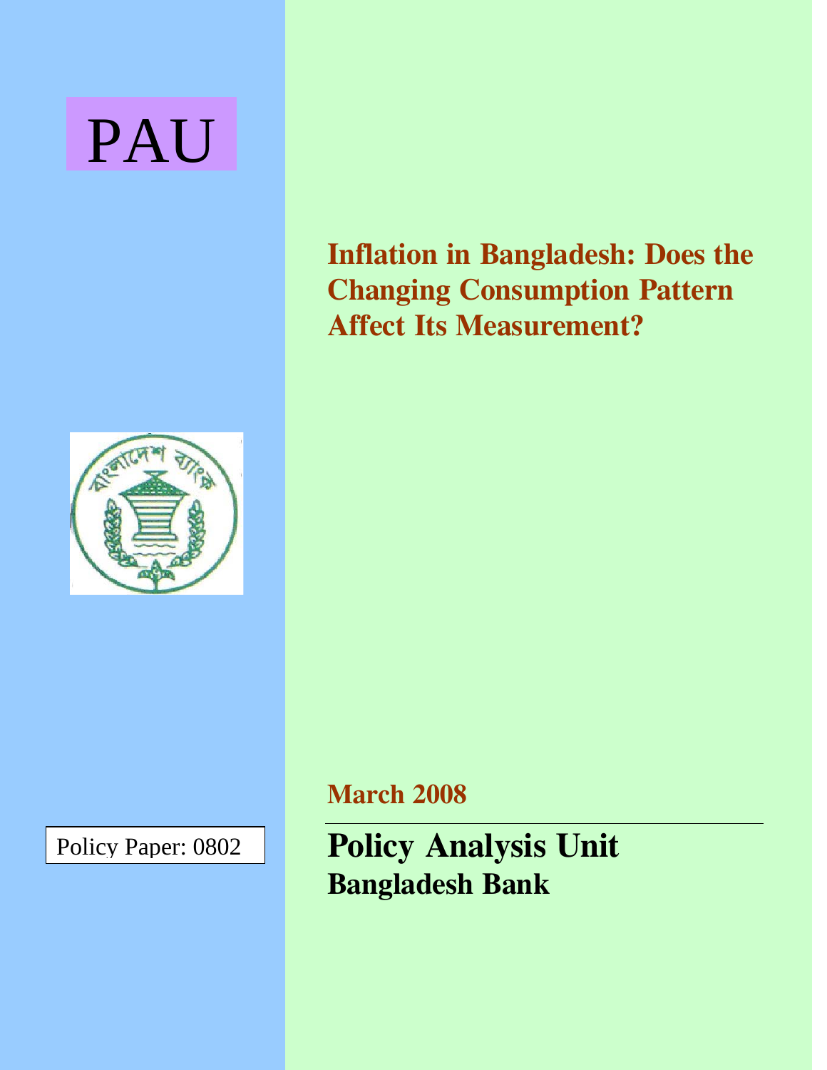PAU

# Inflation in Bangladesh: Does the Changing Consumption Pattern Affect Its Measurement?

March 2008

Policy Paper: 0802

## Policy Analysis Unit
### Bangladesh Bank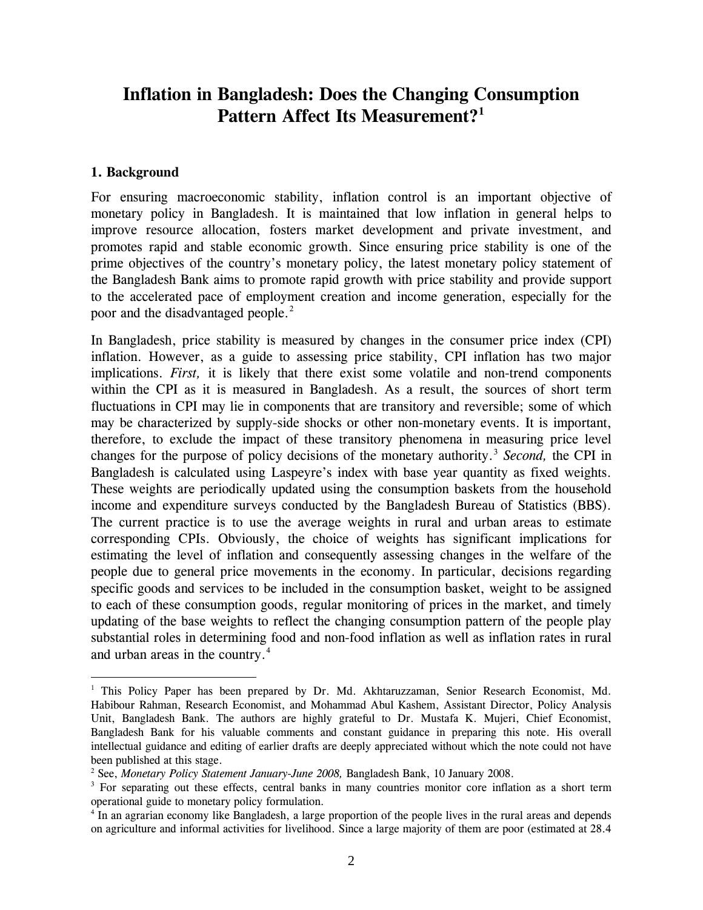# Inflation in Bangladesh: Does the Changing Consumption Pattern Affect Its Measurement?[1]

## 1. Background

For ensuring macroeconomic stability, inflation control is an important objective of monetary policy in Bangladesh. It is maintained that low inflation in general helps to improve resource allocation, fosters market development and private investment, and promotes rapid and stable economic growth. Since ensuring price stability is one of the prime objectives of the country's monetary policy, the latest monetary policy statement of the Bangladesh Bank aims to promote rapid growth with price stability and provide support to the accelerated pace of employment creation and income generation, especially for the poor and the disadvantaged people.[2]

In Bangladesh, price stability is measured by changes in the consumer price index (CPI) inflation. However, as a guide to assessing price stability, CPI inflation has two major implications. *First,* it is likely that there exist some volatile and non-trend components within the CPI as it is measured in Bangladesh. As a result, the sources of short term fluctuations in CPI may lie in components that are transitory and reversible; some of which may be characterized by supply-side shocks or other non-monetary events. It is important, therefore, to exclude the impact of these transitory phenomena in measuring price level changes for the purpose of policy decisions of the monetary authority.[3] *Second,* the CPI in Bangladesh is calculated using Laspeyre's index with base year quantity as fixed weights. These weights are periodically updated using the consumption baskets from the household income and expenditure surveys conducted by the Bangladesh Bureau of Statistics (BBS). The current practice is to use the average weights in rural and urban areas to estimate corresponding CPIs. Obviously, the choice of weights has significant implications for estimating the level of inflation and consequently assessing changes in the welfare of the people due to general price movements in the economy. In particular, decisions regarding specific goods and services to be included in the consumption basket, weight to be assigned to each of these consumption goods, regular monitoring of prices in the market, and timely updating of the base weights to reflect the changing consumption pattern of the people play substantial roles in determining food and non-food inflation as well as inflation rates in rural and urban areas in the country.[4]

---

[1] This Policy Paper has been prepared by Dr. Md. Akhtaruzzaman, Senior Research Economist, Md. Habibour Rahman, Research Economist, and Mohammad Abul Kashem, Assistant Director, Policy Analysis Unit, Bangladesh Bank. The authors are highly grateful to Dr. Mustafa K. Mujeri, Chief Economist, Bangladesh Bank for his valuable comments and constant guidance in preparing this note. His overall intellectual guidance and editing of earlier drafts are deeply appreciated without which the note could not have been published at this stage.

[2] See, *Monetary Policy Statement January-June 2008,* Bangladesh Bank, 10 January 2008.

[3] For separating out these effects, central banks in many countries monitor core inflation as a short term operational guide to monetary policy formulation.

[4] In an agrarian economy like Bangladesh, a large proportion of the people lives in the rural areas and depends on agriculture and informal activities for livelihood. Since a large majority of them are poor (estimated at 28.4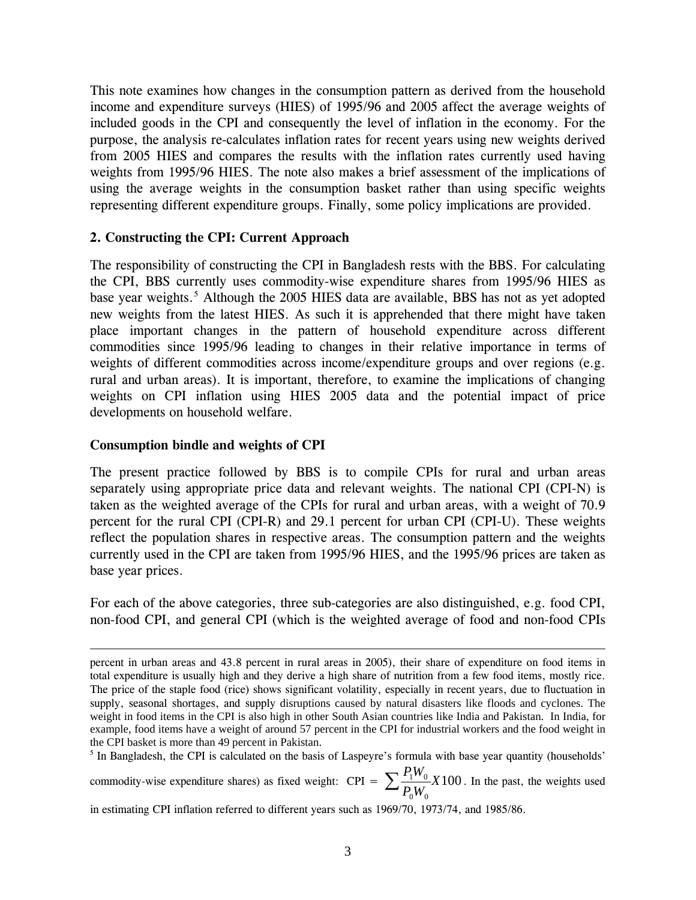This note examines how changes in the consumption pattern as derived from the household income and expenditure surveys (HIES) of 1995/96 and 2005 affect the average weights of included goods in the CPI and consequently the level of inflation in the economy. For the purpose, the analysis re-calculates inflation rates for recent years using new weights derived from 2005 HIES and compares the results with the inflation rates currently used having weights from 1995/96 HIES. The note also makes a brief assessment of the implications of using the average weights in the consumption basket rather than using specific weights representing different expenditure groups. Finally, some policy implications are provided.

## 2. Constructing the CPI: Current Approach

The responsibility of constructing the CPI in Bangladesh rests with the BBS. For calculating the CPI, BBS currently uses commodity-wise expenditure shares from 1995/96 HIES as base year weights.[5] Although the 2005 HIES data are available, BBS has not as yet adopted new weights from the latest HIES. As such it is apprehended that there might have taken place important changes in the pattern of household expenditure across different commodities since 1995/96 leading to changes in their relative importance in terms of weights of different commodities across income/expenditure groups and over regions (e.g. rural and urban areas). It is important, therefore, to examine the implications of changing weights on CPI inflation using HIES 2005 data and the potential impact of price developments on household welfare.

### Consumption bindle and weights of CPI

The present practice followed by BBS is to compile CPIs for rural and urban areas separately using appropriate price data and relevant weights. The national CPI (CPI-N) is taken as the weighted average of the CPIs for rural and urban areas, with a weight of 70.9 percent for the rural CPI (CPI-R) and 29.1 percent for urban CPI (CPI-U). These weights reflect the population shares in respective areas. The consumption pattern and the weights currently used in the CPI are taken from 1995/96 HIES, and the 1995/96 prices are taken as base year prices.

For each of the above categories, three sub-categories are also distinguished, e.g. food CPI, non-food CPI, and general CPI (which is the weighted average of food and non-food CPIs

---

percent in urban areas and 43.8 percent in rural areas in 2005), their share of expenditure on food items in total expenditure is usually high and they derive a high share of nutrition from a few food items, mostly rice. The price of the staple food (rice) shows significant volatility, especially in recent years, due to fluctuation in supply, seasonal shortages, and supply disruptions caused by natural disasters like floods and cyclones. The weight in food items in the CPI is also high in other South Asian countries like India and Pakistan. In India, for example, food items have a weight of around 57 percent in the CPI for industrial workers and the food weight in the CPI basket is more than 49 percent in Pakistan.

[5] In Bangladesh, the CPI is calculated on the basis of Laspeyre's formula with base year quantity (households' commodity-wise expenditure shares) as fixed weight: CPI = $\sum \frac{P_1 W_0}{P_0 W_0} X 100$. In the past, the weights used in estimating CPI inflation referred to different years such as 1969/70, 1973/74, and 1985/86.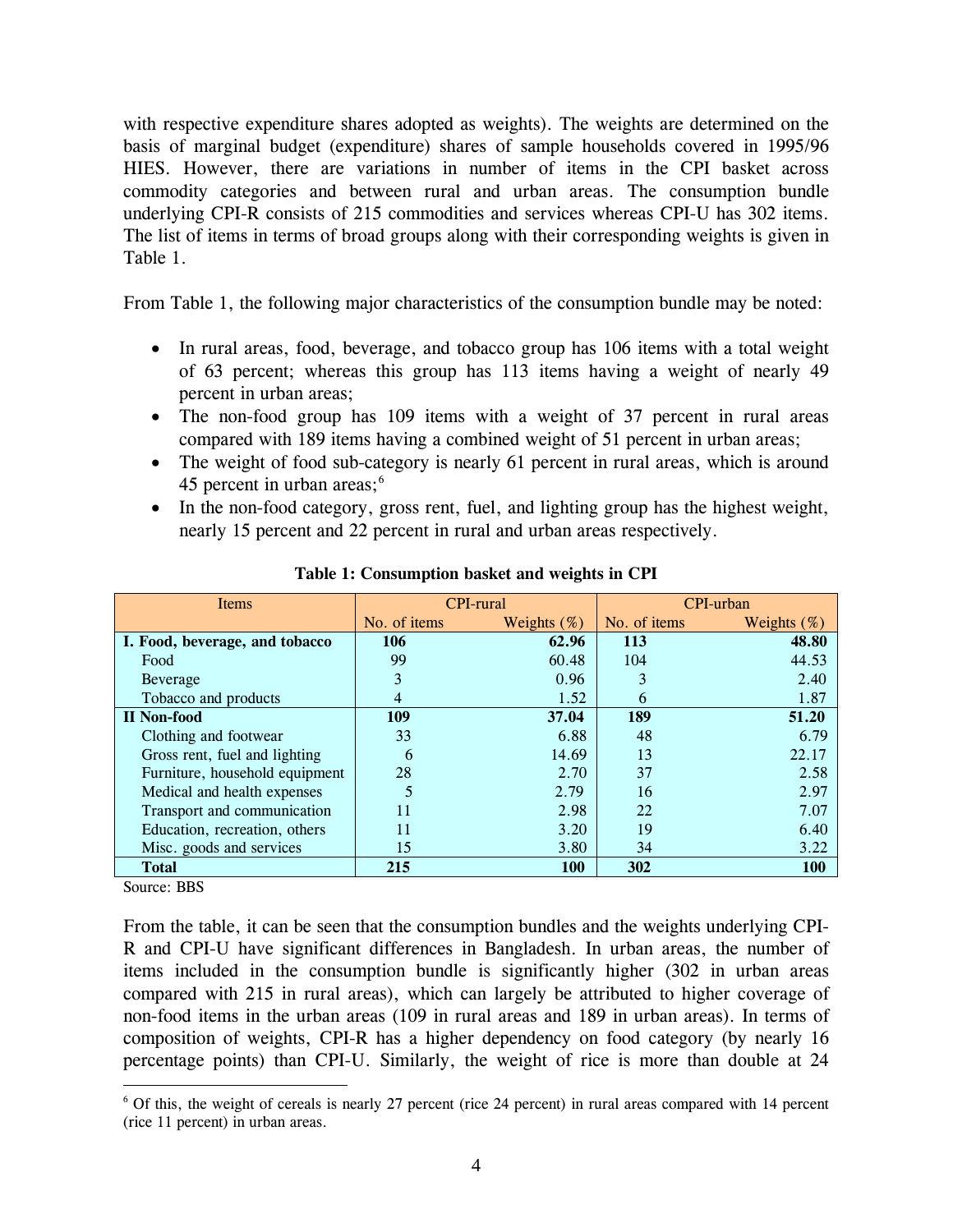with respective expenditure shares adopted as weights). The weights are determined on the basis of marginal budget (expenditure) shares of sample households covered in 1995/96 HIES. However, there are variations in number of items in the CPI basket across commodity categories and between rural and urban areas. The consumption bundle underlying CPI-R consists of 215 commodities and services whereas CPI-U has 302 items. The list of items in terms of broad groups along with their corresponding weights is given in Table 1.

From Table 1, the following major characteristics of the consumption bundle may be noted:

- In rural areas, food, beverage, and tobacco group has 106 items with a total weight of 63 percent; whereas this group has 113 items having a weight of nearly 49 percent in urban areas;
- The non-food group has 109 items with a weight of 37 percent in rural areas compared with 189 items having a combined weight of 51 percent in urban areas;
- The weight of food sub-category is nearly 61 percent in rural areas, which is around 45 percent in urban areas;[6]
- In the non-food category, gross rent, fuel, and lighting group has the highest weight, nearly 15 percent and 22 percent in rural and urban areas respectively.

**Table 1: Consumption basket and weights in CPI**

| Items | CPI-rural | | CPI-urban | |
|---|---|---|---|---|
| | No. of items | Weights (%) | No. of items | Weights (%) |
| **I. Food, beverage, and tobacco** | **106** | **62.96** | **113** | **48.80** |
| Food | 99 | 60.48 | 104 | 44.53 |
| Beverage | 3 | 0.96 | 3 | 2.40 |
| Tobacco and products | 4 | 1.52 | 6 | 1.87 |
| **II Non-food** | **109** | **37.04** | **189** | **51.20** |
| Clothing and footwear | 33 | 6.88 | 48 | 6.79 |
| Gross rent, fuel and lighting | 6 | 14.69 | 13 | 22.17 |
| Furniture, household equipment | 28 | 2.70 | 37 | 2.58 |
| Medical and health expenses | 5 | 2.79 | 16 | 2.97 |
| Transport and communication | 11 | 2.98 | 22 | 7.07 |
| Education, recreation, others | 11 | 3.20 | 19 | 6.40 |
| Misc. goods and services | 15 | 3.80 | 34 | 3.22 |
| **Total** | **215** | **100** | **302** | **100** |

Source: BBS

From the table, it can be seen that the consumption bundles and the weights underlying CPI-R and CPI-U have significant differences in Bangladesh. In urban areas, the number of items included in the consumption bundle is significantly higher (302 in urban areas compared with 215 in rural areas), which can largely be attributed to higher coverage of non-food items in the urban areas (109 in rural areas and 189 in urban areas). In terms of composition of weights, CPI-R has a higher dependency on food category (by nearly 16 percentage points) than CPI-U. Similarly, the weight of rice is more than double at 24

[6] Of this, the weight of cereals is nearly 27 percent (rice 24 percent) in rural areas compared with 14 percent (rice 11 percent) in urban areas.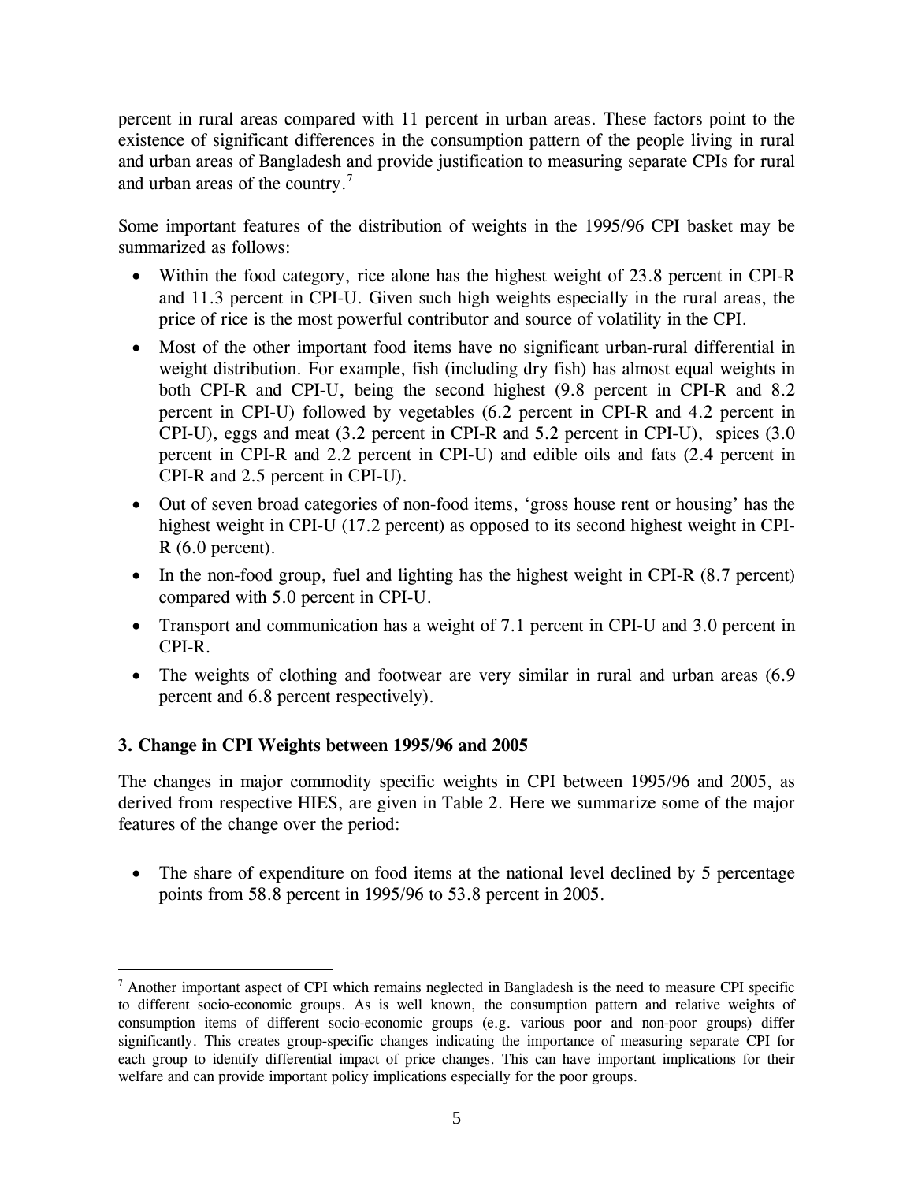percent in rural areas compared with 11 percent in urban areas. These factors point to the existence of significant differences in the consumption pattern of the people living in rural and urban areas of Bangladesh and provide justification to measuring separate CPIs for rural and urban areas of the country.[7]

Some important features of the distribution of weights in the 1995/96 CPI basket may be summarized as follows:

- Within the food category, rice alone has the highest weight of 23.8 percent in CPI-R and 11.3 percent in CPI-U. Given such high weights especially in the rural areas, the price of rice is the most powerful contributor and source of volatility in the CPI.
- Most of the other important food items have no significant urban-rural differential in weight distribution. For example, fish (including dry fish) has almost equal weights in both CPI-R and CPI-U, being the second highest (9.8 percent in CPI-R and 8.2 percent in CPI-U) followed by vegetables (6.2 percent in CPI-R and 4.2 percent in CPI-U), eggs and meat (3.2 percent in CPI-R and 5.2 percent in CPI-U), spices (3.0 percent in CPI-R and 2.2 percent in CPI-U) and edible oils and fats (2.4 percent in CPI-R and 2.5 percent in CPI-U).
- Out of seven broad categories of non-food items, 'gross house rent or housing' has the highest weight in CPI-U (17.2 percent) as opposed to its second highest weight in CPI-R (6.0 percent).
- In the non-food group, fuel and lighting has the highest weight in CPI-R (8.7 percent) compared with 5.0 percent in CPI-U.
- Transport and communication has a weight of 7.1 percent in CPI-U and 3.0 percent in CPI-R.
- The weights of clothing and footwear are very similar in rural and urban areas (6.9 percent and 6.8 percent respectively).

### 3. Change in CPI Weights between 1995/96 and 2005

The changes in major commodity specific weights in CPI between 1995/96 and 2005, as derived from respective HIES, are given in Table 2. Here we summarize some of the major features of the change over the period:

- The share of expenditure on food items at the national level declined by 5 percentage points from 58.8 percent in 1995/96 to 53.8 percent in 2005.

---

[7] Another important aspect of CPI which remains neglected in Bangladesh is the need to measure CPI specific to different socio-economic groups. As is well known, the consumption pattern and relative weights of consumption items of different socio-economic groups (e.g. various poor and non-poor groups) differ significantly. This creates group-specific changes indicating the importance of measuring separate CPI for each group to identify differential impact of price changes. This can have important implications for their welfare and can provide important policy implications especially for the poor groups.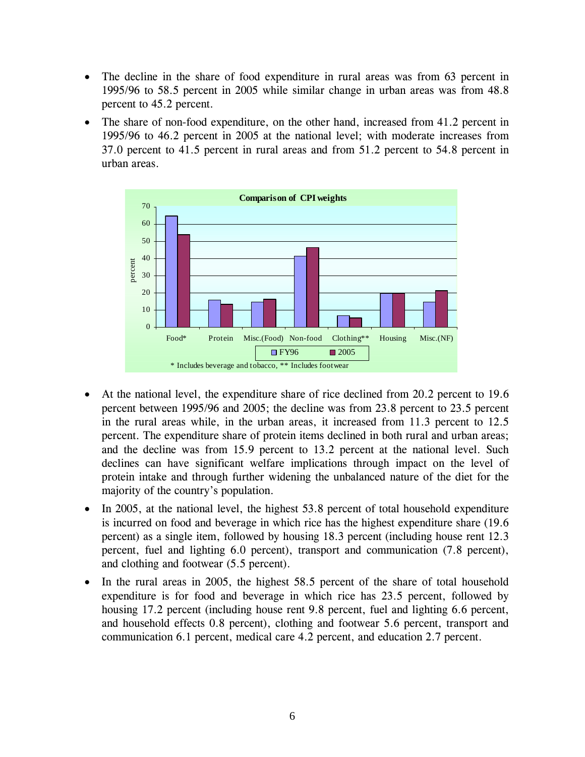- The decline in the share of food expenditure in rural areas was from 63 percent in 1995/96 to 58.5 percent in 2005 while similar change in urban areas was from 48.8 percent to 45.2 percent.
- The share of non-food expenditure, on the other hand, increased from 41.2 percent in 1995/96 to 46.2 percent in 2005 at the national level; with moderate increases from 37.0 percent to 41.5 percent in rural areas and from 51.2 percent to 54.8 percent in urban areas.

**Comparison of CPI weights**

* Includes beverage and tobacco, ** Includes footwear

- At the national level, the expenditure share of rice declined from 20.2 percent to 19.6 percent between 1995/96 and 2005; the decline was from 23.8 percent to 23.5 percent in the rural areas while, in the urban areas, it increased from 11.3 percent to 12.5 percent. The expenditure share of protein items declined in both rural and urban areas; and the decline was from 15.9 percent to 13.2 percent at the national level. Such declines can have significant welfare implications through impact on the level of protein intake and through further widening the unbalanced nature of the diet for the majority of the country's population.
- In 2005, at the national level, the highest 53.8 percent of total household expenditure is incurred on food and beverage in which rice has the highest expenditure share (19.6 percent) as a single item, followed by housing 18.3 percent (including house rent 12.3 percent, fuel and lighting 6.0 percent), transport and communication (7.8 percent), and clothing and footwear (5.5 percent).
- In the rural areas in 2005, the highest 58.5 percent of the share of total household expenditure is for food and beverage in which rice has 23.5 percent, followed by housing 17.2 percent (including house rent 9.8 percent, fuel and lighting 6.6 percent, and household effects 0.8 percent), clothing and footwear 5.6 percent, transport and communication 6.1 percent, medical care 4.2 percent, and education 2.7 percent.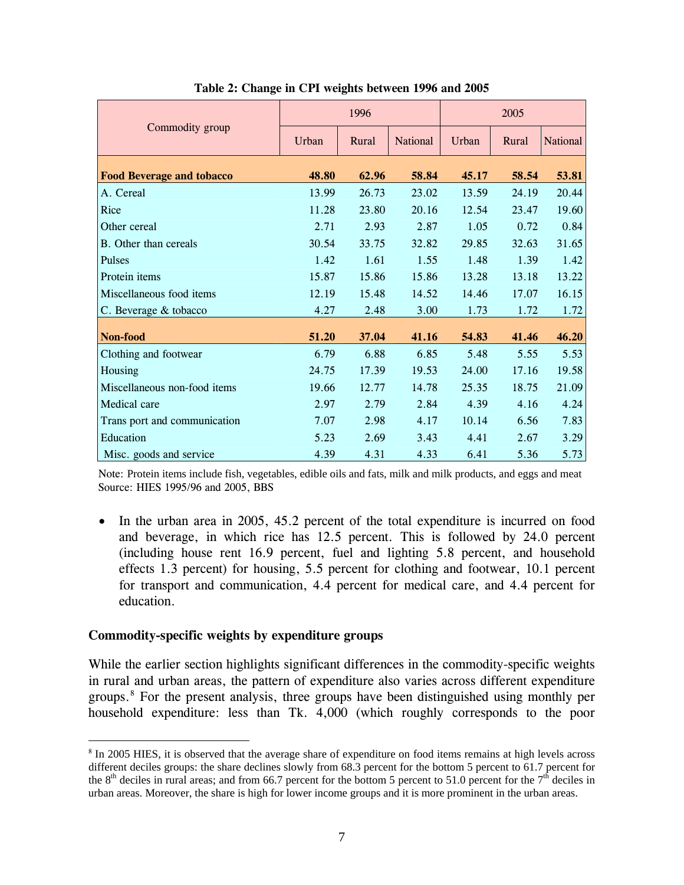**Table 2: Change in CPI weights between 1996 and 2005**

| Commodity group | 1996 | | | 2005 | | |
|---|---|---|---|---|---|---|
| | Urban | Rural | National | Urban | Rural | National |
| **Food Beverage and tobacco** | **48.80** | **62.96** | **58.84** | **45.17** | **58.54** | **53.81** |
| A. Cereal | 13.99 | 26.73 | 23.02 | 13.59 | 24.19 | 20.44 |
| Rice | 11.28 | 23.80 | 20.16 | 12.54 | 23.47 | 19.60 |
| Other cereal | 2.71 | 2.93 | 2.87 | 1.05 | 0.72 | 0.84 |
| B. Other than cereals | 30.54 | 33.75 | 32.82 | 29.85 | 32.63 | 31.65 |
| Pulses | 1.42 | 1.61 | 1.55 | 1.48 | 1.39 | 1.42 |
| Protein items | 15.87 | 15.86 | 15.86 | 13.28 | 13.18 | 13.22 |
| Miscellaneous food items | 12.19 | 15.48 | 14.52 | 14.46 | 17.07 | 16.15 |
| C. Beverage & tobacco | 4.27 | 2.48 | 3.00 | 1.73 | 1.72 | 1.72 |
| **Non-food** | **51.20** | **37.04** | **41.16** | **54.83** | **41.46** | **46.20** |
| Clothing and footwear | 6.79 | 6.88 | 6.85 | 5.48 | 5.55 | 5.53 |
| Housing | 24.75 | 17.39 | 19.53 | 24.00 | 17.16 | 19.58 |
| Miscellaneous non-food items | 19.66 | 12.77 | 14.78 | 25.35 | 18.75 | 21.09 |
| Medical care | 2.97 | 2.79 | 2.84 | 4.39 | 4.16 | 4.24 |
| Trans port and communication | 7.07 | 2.98 | 4.17 | 10.14 | 6.56 | 7.83 |
| Education | 5.23 | 2.69 | 3.43 | 4.41 | 2.67 | 3.29 |
| Misc. goods and service | 4.39 | 4.31 | 4.33 | 6.41 | 5.36 | 5.73 |

Note: Protein items include fish, vegetables, edible oils and fats, milk and milk products, and eggs and meat
Source: HIES 1995/96 and 2005, BBS

- In the urban area in 2005, 45.2 percent of the total expenditure is incurred on food and beverage, in which rice has 12.5 percent. This is followed by 24.0 percent (including house rent 16.9 percent, fuel and lighting 5.8 percent, and household effects 1.3 percent) for housing, 5.5 percent for clothing and footwear, 10.1 percent for transport and communication, 4.4 percent for medical care, and 4.4 percent for education.

### Commodity-specific weights by expenditure groups

While the earlier section highlights significant differences in the commodity-specific weights in rural and urban areas, the pattern of expenditure also varies across different expenditure groups.[8] For the present analysis, three groups have been distinguished using monthly per household expenditure: less than Tk. 4,000 (which roughly corresponds to the poor

[8] In 2005 HIES, it is observed that the average share of expenditure on food items remains at high levels across different deciles groups: the share declines slowly from 68.3 percent for the bottom 5 percent to 61.7 percent for the 8th deciles in rural areas; and from 66.7 percent for the bottom 5 percent to 51.0 percent for the 7th deciles in urban areas. Moreover, the share is high for lower income groups and it is more prominent in the urban areas.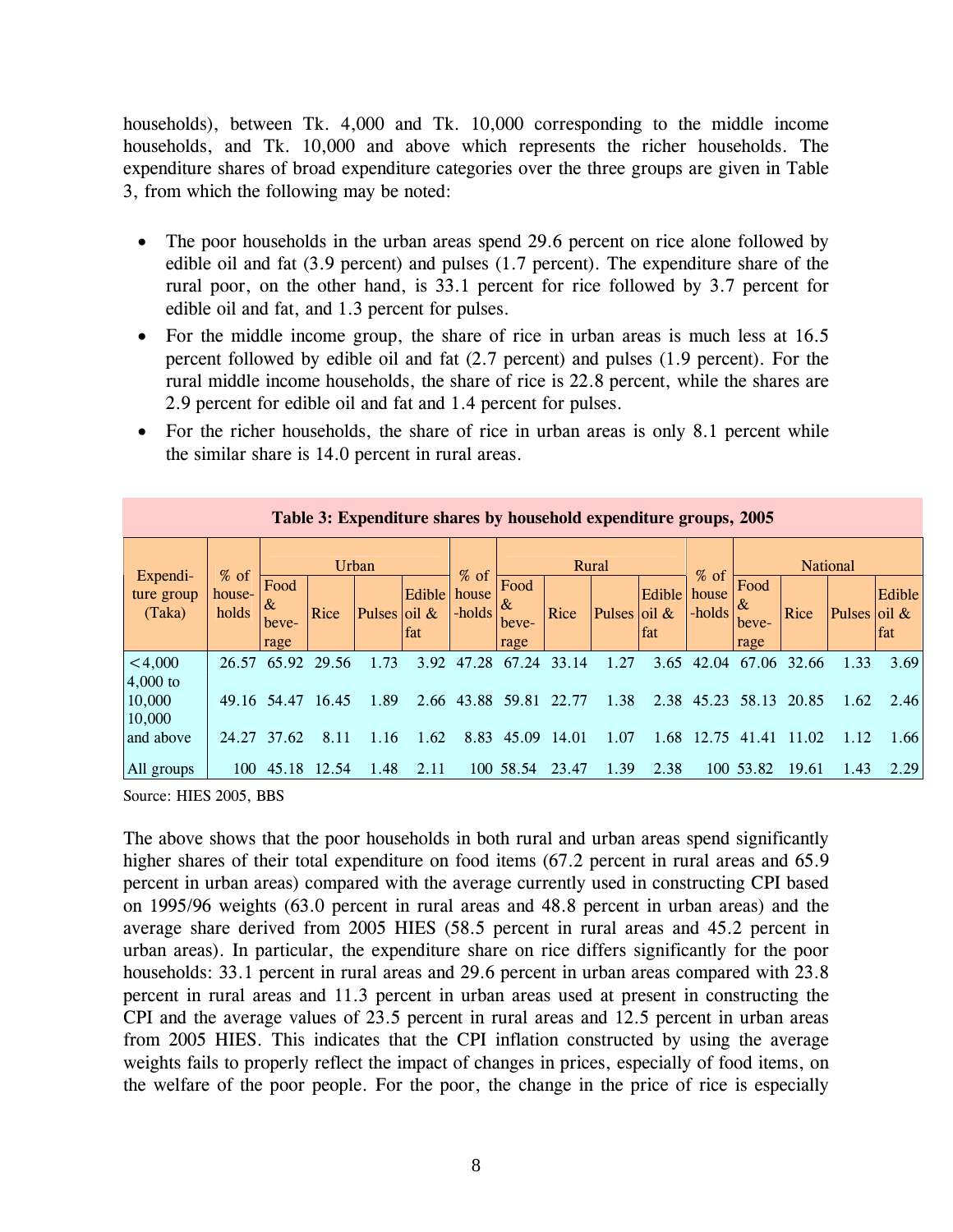households), between Tk. 4,000 and Tk. 10,000 corresponding to the middle income households, and Tk. 10,000 and above which represents the richer households. The expenditure shares of broad expenditure categories over the three groups are given in Table 3, from which the following may be noted:

- The poor households in the urban areas spend 29.6 percent on rice alone followed by edible oil and fat (3.9 percent) and pulses (1.7 percent). The expenditure share of the rural poor, on the other hand, is 33.1 percent for rice followed by 3.7 percent for edible oil and fat, and 1.3 percent for pulses.
- For the middle income group, the share of rice in urban areas is much less at 16.5 percent followed by edible oil and fat (2.7 percent) and pulses (1.9 percent). For the rural middle income households, the share of rice is 22.8 percent, while the shares are 2.9 percent for edible oil and fat and 1.4 percent for pulses.
- For the richer households, the share of rice in urban areas is only 8.1 percent while the similar share is 14.0 percent in rural areas.

**Table 3: Expenditure shares by household expenditure groups, 2005**

| Expenditure group (Taka) | % of households | Urban | | | | % of households | Rural | | | | % of households | National | | | |
|---|---|---|---|---|---|---|---|---|---|---|---|---|---|---|---|
| | | Food & beverage | Rice | Pulses | Edible oil & fat | | Food & beverage | Rice | Pulses | Edible oil & fat | | Food & beverage | Rice | Pulses | Edible oil & fat |
| <4,000 | 26.57 | 65.92 | 29.56 | 1.73 | 3.92 | 47.28 | 67.24 | 33.14 | 1.27 | 3.65 | 42.04 | 67.06 | 32.66 | 1.33 | 3.69 |
| 4,000 to 10,000 | 49.16 | 54.47 | 16.45 | 1.89 | 2.66 | 43.88 | 59.81 | 22.77 | 1.38 | 2.38 | 45.23 | 58.13 | 20.85 | 1.62 | 2.46 |
| 10,000 and above | 24.27 | 37.62 | 8.11 | 1.16 | 1.62 | 8.83 | 45.09 | 14.01 | 1.07 | 1.68 | 12.75 | 41.41 | 11.02 | 1.12 | 1.66 |
| All groups | 100 | 45.18 | 12.54 | 1.48 | 2.11 | 100 | 58.54 | 23.47 | 1.39 | 2.38 | 100 | 53.82 | 19.61 | 1.43 | 2.29 |

Source: HIES 2005, BBS

The above shows that the poor households in both rural and urban areas spend significantly higher shares of their total expenditure on food items (67.2 percent in rural areas and 65.9 percent in urban areas) compared with the average currently used in constructing CPI based on 1995/96 weights (63.0 percent in rural areas and 48.8 percent in urban areas) and the average share derived from 2005 HIES (58.5 percent in rural areas and 45.2 percent in urban areas). In particular, the expenditure share on rice differs significantly for the poor households: 33.1 percent in rural areas and 29.6 percent in urban areas compared with 23.8 percent in rural areas and 11.3 percent in urban areas used at present in constructing the CPI and the average values of 23.5 percent in rural areas and 12.5 percent in urban areas from 2005 HIES. This indicates that the CPI inflation constructed by using the average weights fails to properly reflect the impact of changes in prices, especially of food items, on the welfare of the poor people. For the poor, the change in the price of rice is especially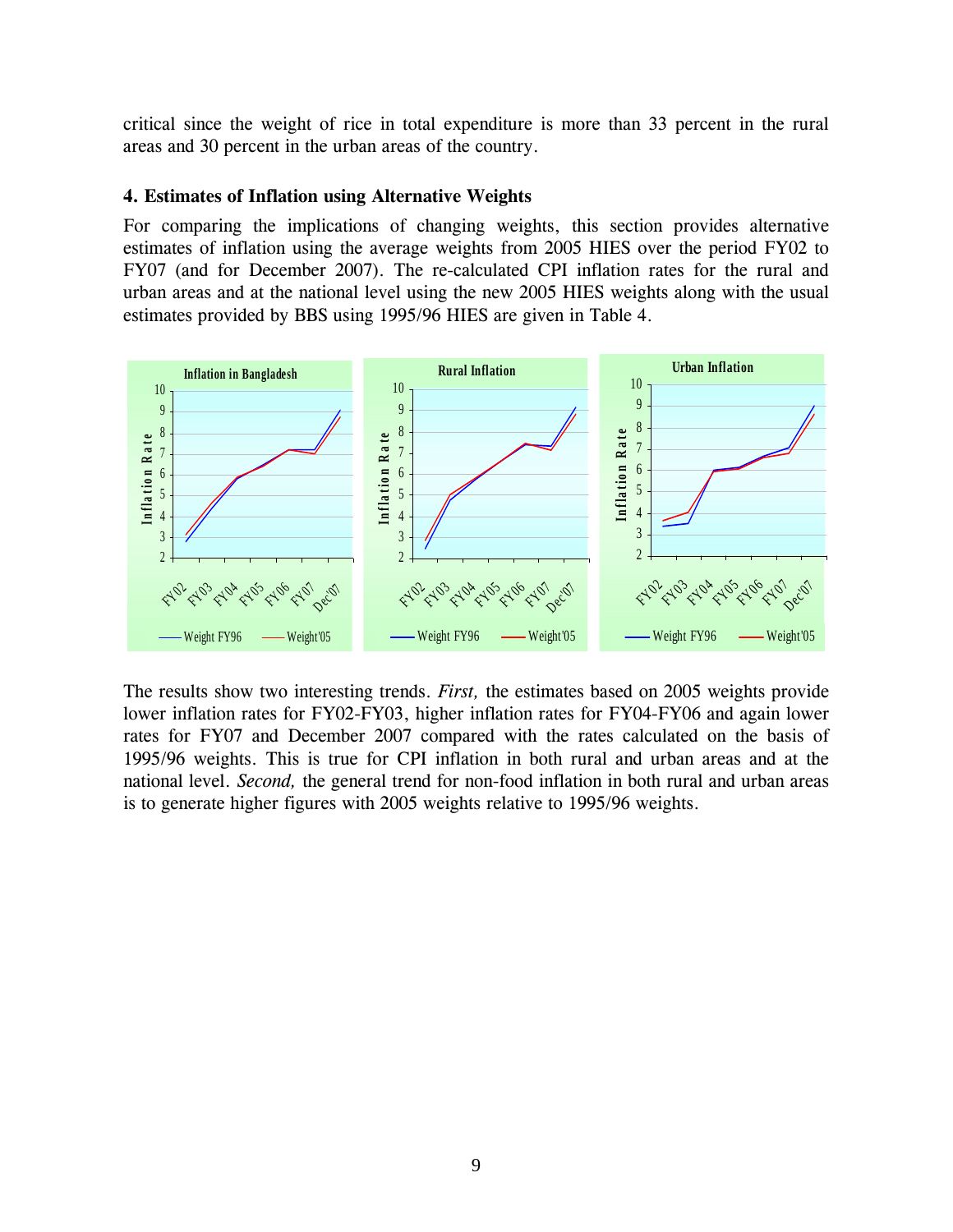critical since the weight of rice in total expenditure is more than 33 percent in the rural areas and 30 percent in the urban areas of the country.

### 4. Estimates of Inflation using Alternative Weights

For comparing the implications of changing weights, this section provides alternative estimates of inflation using the average weights from 2005 HIES over the period FY02 to FY07 (and for December 2007). The re-calculated CPI inflation rates for the rural and urban areas and at the national level using the new 2005 HIES weights along with the usual estimates provided by BBS using 1995/96 HIES are given in Table 4.

The results show two interesting trends. *First,* the estimates based on 2005 weights provide lower inflation rates for FY02-FY03, higher inflation rates for FY04-FY06 and again lower rates for FY07 and December 2007 compared with the rates calculated on the basis of 1995/96 weights. This is true for CPI inflation in both rural and urban areas and at the national level. *Second,* the general trend for non-food inflation in both rural and urban areas is to generate higher figures with 2005 weights relative to 1995/96 weights.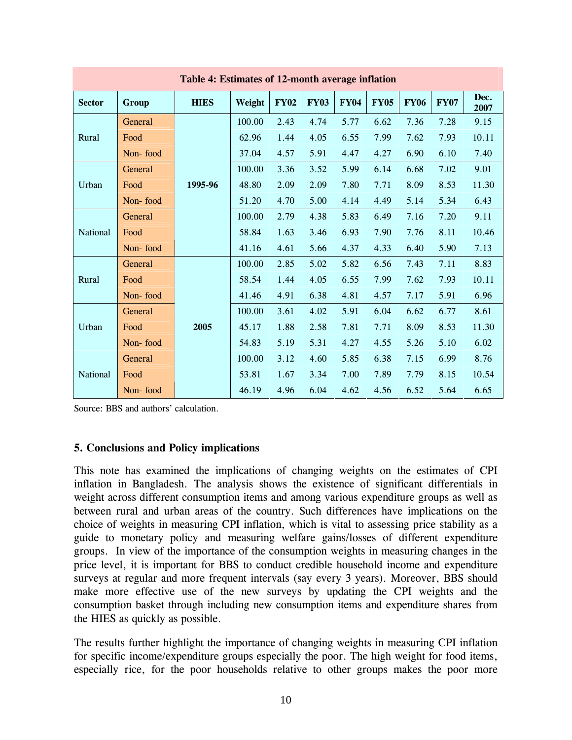**Table 4: Estimates of 12-month average inflation**

| Sector | Group | HIES | Weight | FY02 | FY03 | FY04 | FY05 | FY06 | FY07 | Dec. 2007 |
|---|---|---|---|---|---|---|---|---|---|---|
| Rural | General | 1995-96 | 100.00 | 2.43 | 4.74 | 5.77 | 6.62 | 7.36 | 7.28 | 9.15 |
| | Food | | 62.96 | 1.44 | 4.05 | 6.55 | 7.99 | 7.62 | 7.93 | 10.11 |
| | Non- food | | 37.04 | 4.57 | 5.91 | 4.47 | 4.27 | 6.90 | 6.10 | 7.40 |
| Urban | General | | 100.00 | 3.36 | 3.52 | 5.99 | 6.14 | 6.68 | 7.02 | 9.01 |
| | Food | | 48.80 | 2.09 | 2.09 | 7.80 | 7.71 | 8.09 | 8.53 | 11.30 |
| | Non- food | | 51.20 | 4.70 | 5.00 | 4.14 | 4.49 | 5.14 | 5.34 | 6.43 |
| National | General | | 100.00 | 2.79 | 4.38 | 5.83 | 6.49 | 7.16 | 7.20 | 9.11 |
| | Food | | 58.84 | 1.63 | 3.46 | 6.93 | 7.90 | 7.76 | 8.11 | 10.46 |
| | Non- food | | 41.16 | 4.61 | 5.66 | 4.37 | 4.33 | 6.40 | 5.90 | 7.13 |
| Rural | General | 2005 | 100.00 | 2.85 | 5.02 | 5.82 | 6.56 | 7.43 | 7.11 | 8.83 |
| | Food | | 58.54 | 1.44 | 4.05 | 6.55 | 7.99 | 7.62 | 7.93 | 10.11 |
| | Non- food | | 41.46 | 4.91 | 6.38 | 4.81 | 4.57 | 7.17 | 5.91 | 6.96 |
| Urban | General | | 100.00 | 3.61 | 4.02 | 5.91 | 6.04 | 6.62 | 6.77 | 8.61 |
| | Food | | 45.17 | 1.88 | 2.58 | 7.81 | 7.71 | 8.09 | 8.53 | 11.30 |
| | Non- food | | 54.83 | 5.19 | 5.31 | 4.27 | 4.55 | 5.26 | 5.10 | 6.02 |
| National | General | | 100.00 | 3.12 | 4.60 | 5.85 | 6.38 | 7.15 | 6.99 | 8.76 |
| | Food | | 53.81 | 1.67 | 3.34 | 7.00 | 7.89 | 7.79 | 8.15 | 10.54 |
| | Non- food | | 46.19 | 4.96 | 6.04 | 4.62 | 4.56 | 6.52 | 5.64 | 6.65 |

Source: BBS and authors' calculation.

## 5. Conclusions and Policy implications

This note has examined the implications of changing weights on the estimates of CPI inflation in Bangladesh. The analysis shows the existence of significant differentials in weight across different consumption items and among various expenditure groups as well as between rural and urban areas of the country. Such differences have implications on the choice of weights in measuring CPI inflation, which is vital to assessing price stability as a guide to monetary policy and measuring welfare gains/losses of different expenditure groups. In view of the importance of the consumption weights in measuring changes in the price level, it is important for BBS to conduct credible household income and expenditure surveys at regular and more frequent intervals (say every 3 years). Moreover, BBS should make more effective use of the new surveys by updating the CPI weights and the consumption basket through including new consumption items and expenditure shares from the HIES as quickly as possible.

The results further highlight the importance of changing weights in measuring CPI inflation for specific income/expenditure groups especially the poor. The high weight for food items, especially rice, for the poor households relative to other groups makes the poor more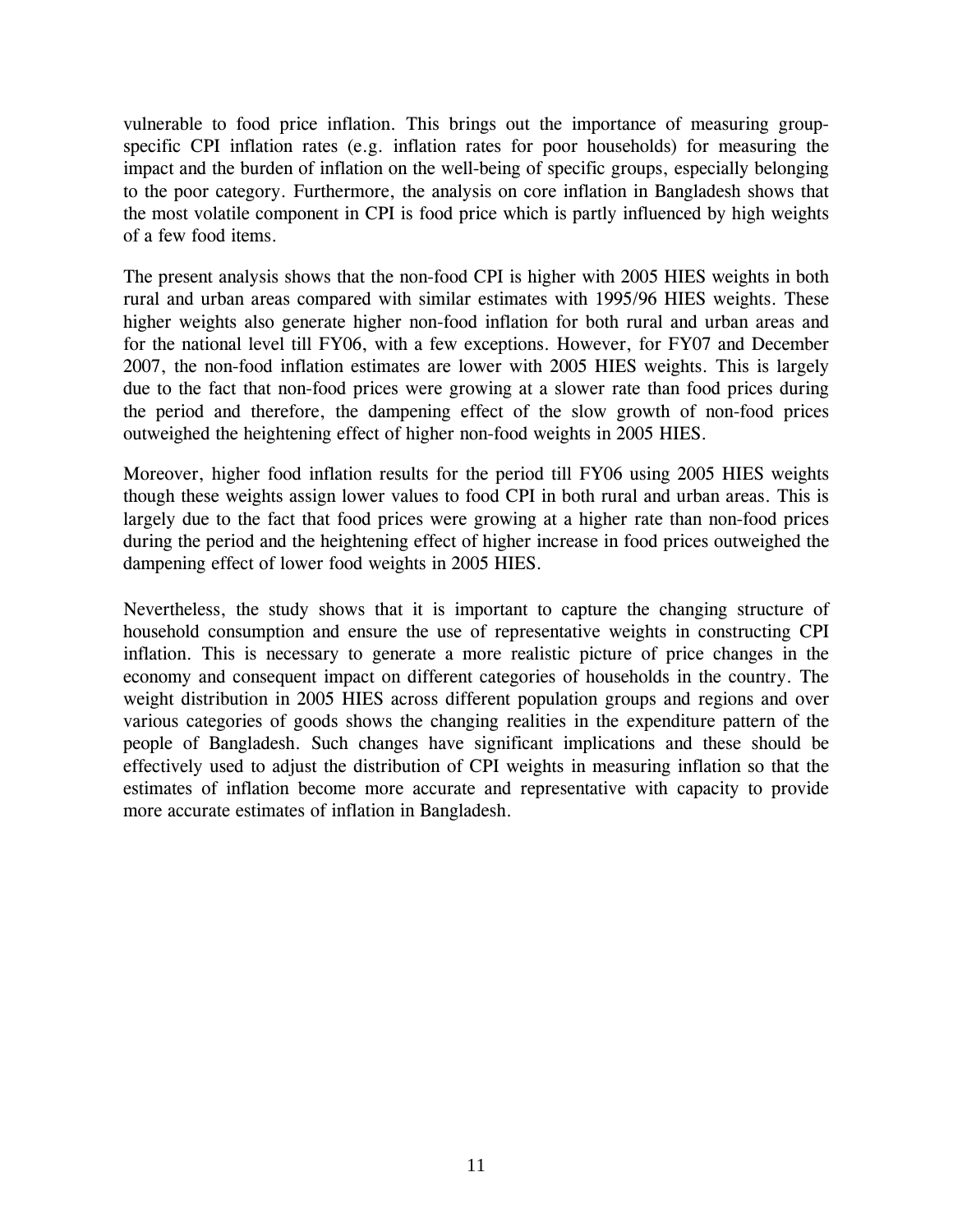vulnerable to food price inflation. This brings out the importance of measuring group-specific CPI inflation rates (e.g. inflation rates for poor households) for measuring the impact and the burden of inflation on the well-being of specific groups, especially belonging to the poor category. Furthermore, the analysis on core inflation in Bangladesh shows that the most volatile component in CPI is food price which is partly influenced by high weights of a few food items.

The present analysis shows that the non-food CPI is higher with 2005 HIES weights in both rural and urban areas compared with similar estimates with 1995/96 HIES weights. These higher weights also generate higher non-food inflation for both rural and urban areas and for the national level till FY06, with a few exceptions. However, for FY07 and December 2007, the non-food inflation estimates are lower with 2005 HIES weights. This is largely due to the fact that non-food prices were growing at a slower rate than food prices during the period and therefore, the dampening effect of the slow growth of non-food prices outweighed the heightening effect of higher non-food weights in 2005 HIES.

Moreover, higher food inflation results for the period till FY06 using 2005 HIES weights though these weights assign lower values to food CPI in both rural and urban areas. This is largely due to the fact that food prices were growing at a higher rate than non-food prices during the period and the heightening effect of higher increase in food prices outweighed the dampening effect of lower food weights in 2005 HIES.

Nevertheless, the study shows that it is important to capture the changing structure of household consumption and ensure the use of representative weights in constructing CPI inflation. This is necessary to generate a more realistic picture of price changes in the economy and consequent impact on different categories of households in the country. The weight distribution in 2005 HIES across different population groups and regions and over various categories of goods shows the changing realities in the expenditure pattern of the people of Bangladesh. Such changes have significant implications and these should be effectively used to adjust the distribution of CPI weights in measuring inflation so that the estimates of inflation become more accurate and representative with capacity to provide more accurate estimates of inflation in Bangladesh.